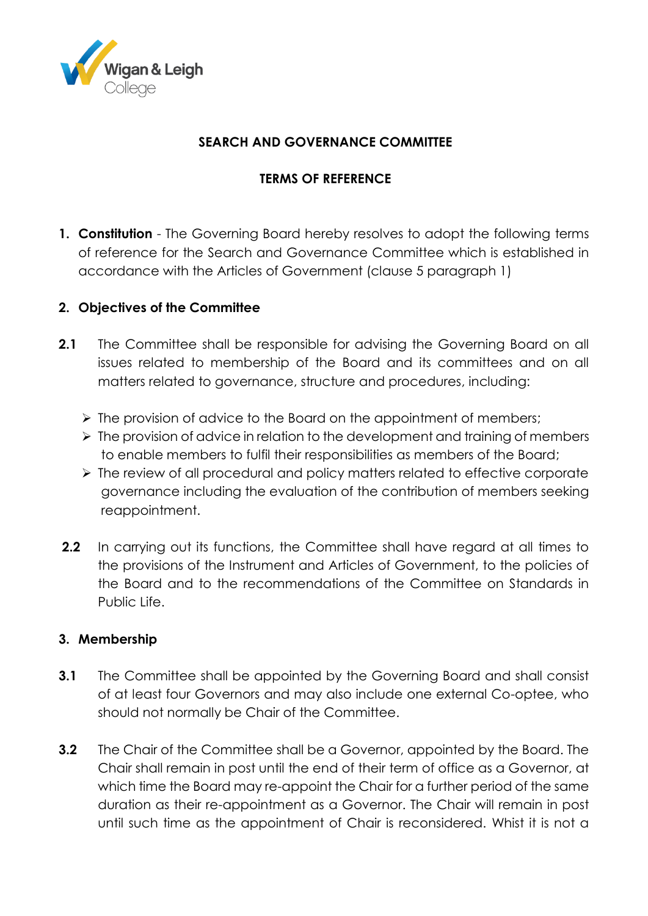Wigan & Leigh College

# SEARCH AND GOVERNANCE COMMITTEE

## TERMS OF REFERENCE

1. **Constitution** - The Governing Board hereby resolves to adopt the following terms of reference for the Search and Governance Committee which is established in accordance with the Articles of Government (clause 5 paragraph 1)

2. **Objectives of the Committee**

**2.1** The Committee shall be responsible for advising the Governing Board on all issues related to membership of the Board and its committees and on all matters related to governance, structure and procedures, including:

- The provision of advice to the Board on the appointment of members;
- The provision of advice in relation to the development and training of members to enable members to fulfil their responsibilities as members of the Board;
- The review of all procedural and policy matters related to effective corporate governance including the evaluation of the contribution of members seeking reappointment.

**2.2** In carrying out its functions, the Committee shall have regard at all times to the provisions of the Instrument and Articles of Government, to the policies of the Board and to the recommendations of the Committee on Standards in Public Life.

3. **Membership**

**3.1** The Committee shall be appointed by the Governing Board and shall consist of at least four Governors and may also include one external Co-optee, who should not normally be Chair of the Committee.

**3.2** The Chair of the Committee shall be a Governor, appointed by the Board. The Chair shall remain in post until the end of their term of office as a Governor, at which time the Board may re-appoint the Chair for a further period of the same duration as their re-appointment as a Governor. The Chair will remain in post until such time as the appointment of Chair is reconsidered. Whist it is not a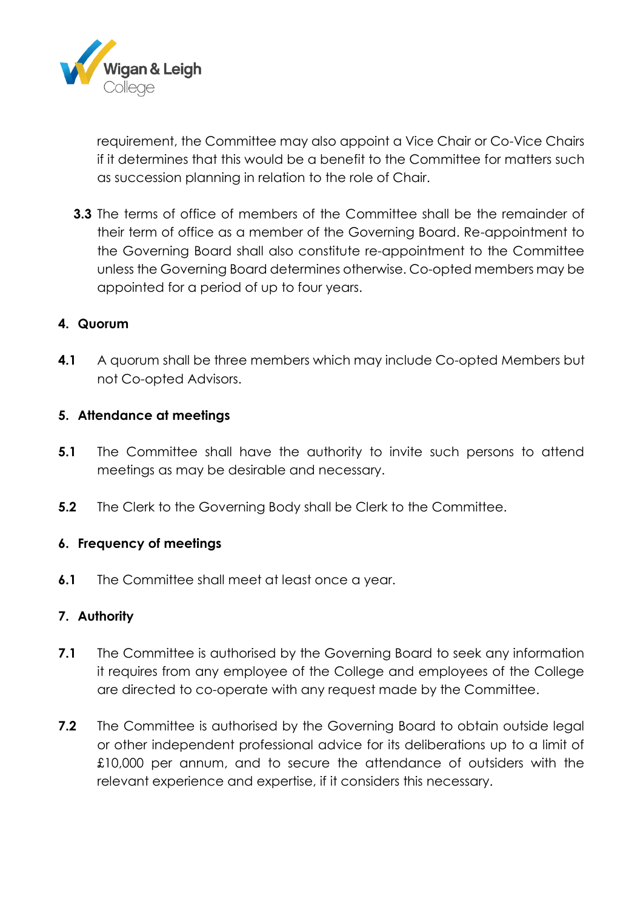requirement, the Committee may also appoint a Vice Chair or Co-Vice Chairs if it determines that this would be a benefit to the Committee for matters such as succession planning in relation to the role of Chair.

**3.3** The terms of office of members of the Committee shall be the remainder of their term of office as a member of the Governing Board. Re-appointment to the Governing Board shall also constitute re-appointment to the Committee unless the Governing Board determines otherwise. Co-opted members may be appointed for a period of up to four years.

## 4. Quorum

**4.1** A quorum shall be three members which may include Co-opted Members but not Co-opted Advisors.

## 5. Attendance at meetings

**5.1** The Committee shall have the authority to invite such persons to attend meetings as may be desirable and necessary.

**5.2** The Clerk to the Governing Body shall be Clerk to the Committee.

## 6. Frequency of meetings

**6.1** The Committee shall meet at least once a year.

## 7. Authority

**7.1** The Committee is authorised by the Governing Board to seek any information it requires from any employee of the College and employees of the College are directed to co-operate with any request made by the Committee.

**7.2** The Committee is authorised by the Governing Board to obtain outside legal or other independent professional advice for its deliberations up to a limit of £10,000 per annum, and to secure the attendance of outsiders with the relevant experience and expertise, if it considers this necessary.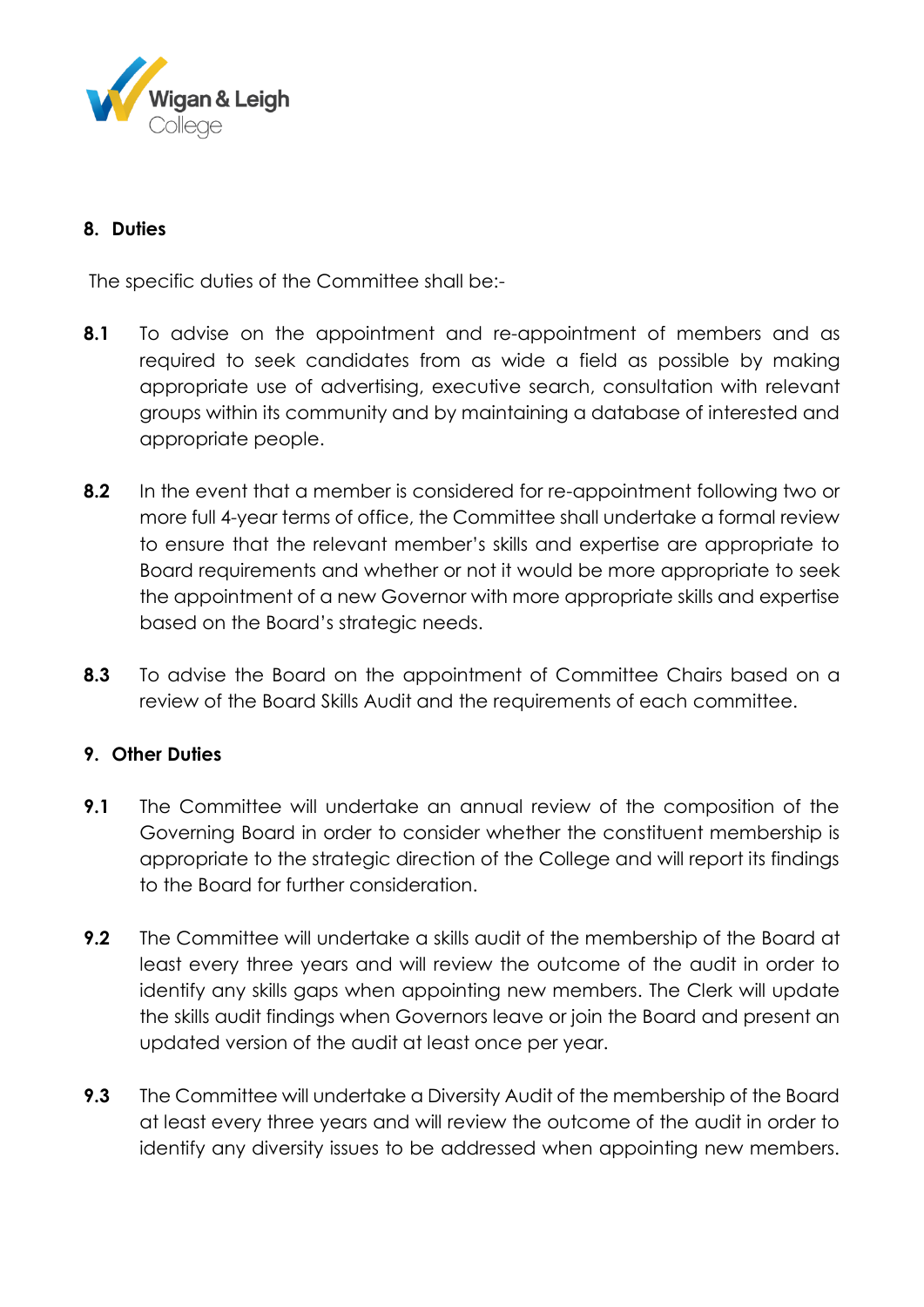## 8. Duties

The specific duties of the Committee shall be:-

**8.1** To advise on the appointment and re-appointment of members and as required to seek candidates from as wide a field as possible by making appropriate use of advertising, executive search, consultation with relevant groups within its community and by maintaining a database of interested and appropriate people.

**8.2** In the event that a member is considered for re-appointment following two or more full 4-year terms of office, the Committee shall undertake a formal review to ensure that the relevant member's skills and expertise are appropriate to Board requirements and whether or not it would be more appropriate to seek the appointment of a new Governor with more appropriate skills and expertise based on the Board's strategic needs.

**8.3** To advise the Board on the appointment of Committee Chairs based on a review of the Board Skills Audit and the requirements of each committee.

## 9. Other Duties

**9.1** The Committee will undertake an annual review of the composition of the Governing Board in order to consider whether the constituent membership is appropriate to the strategic direction of the College and will report its findings to the Board for further consideration.

**9.2** The Committee will undertake a skills audit of the membership of the Board at least every three years and will review the outcome of the audit in order to identify any skills gaps when appointing new members. The Clerk will update the skills audit findings when Governors leave or join the Board and present an updated version of the audit at least once per year.

**9.3** The Committee will undertake a Diversity Audit of the membership of the Board at least every three years and will review the outcome of the audit in order to identify any diversity issues to be addressed when appointing new members.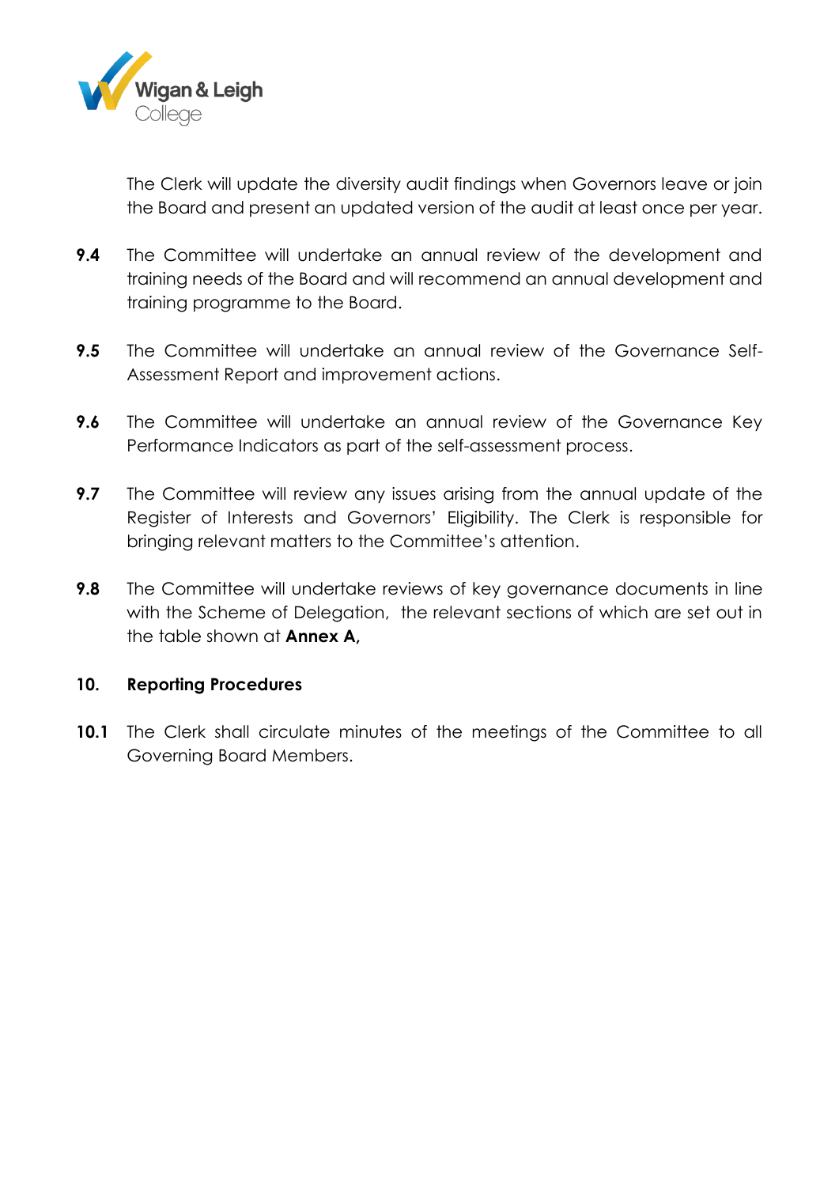The Clerk will update the diversity audit findings when Governors leave or join the Board and present an updated version of the audit at least once per year.

**9.4** The Committee will undertake an annual review of the development and training needs of the Board and will recommend an annual development and training programme to the Board.

**9.5** The Committee will undertake an annual review of the Governance Self-Assessment Report and improvement actions.

**9.6** The Committee will undertake an annual review of the Governance Key Performance Indicators as part of the self-assessment process.

**9.7** The Committee will review any issues arising from the annual update of the Register of Interests and Governors' Eligibility. The Clerk is responsible for bringing relevant matters to the Committee's attention.

**9.8** The Committee will undertake reviews of key governance documents in line with the Scheme of Delegation, the relevant sections of which are set out in the table shown at **Annex A,**

## 10. Reporting Procedures

**10.1** The Clerk shall circulate minutes of the meetings of the Committee to all Governing Board Members.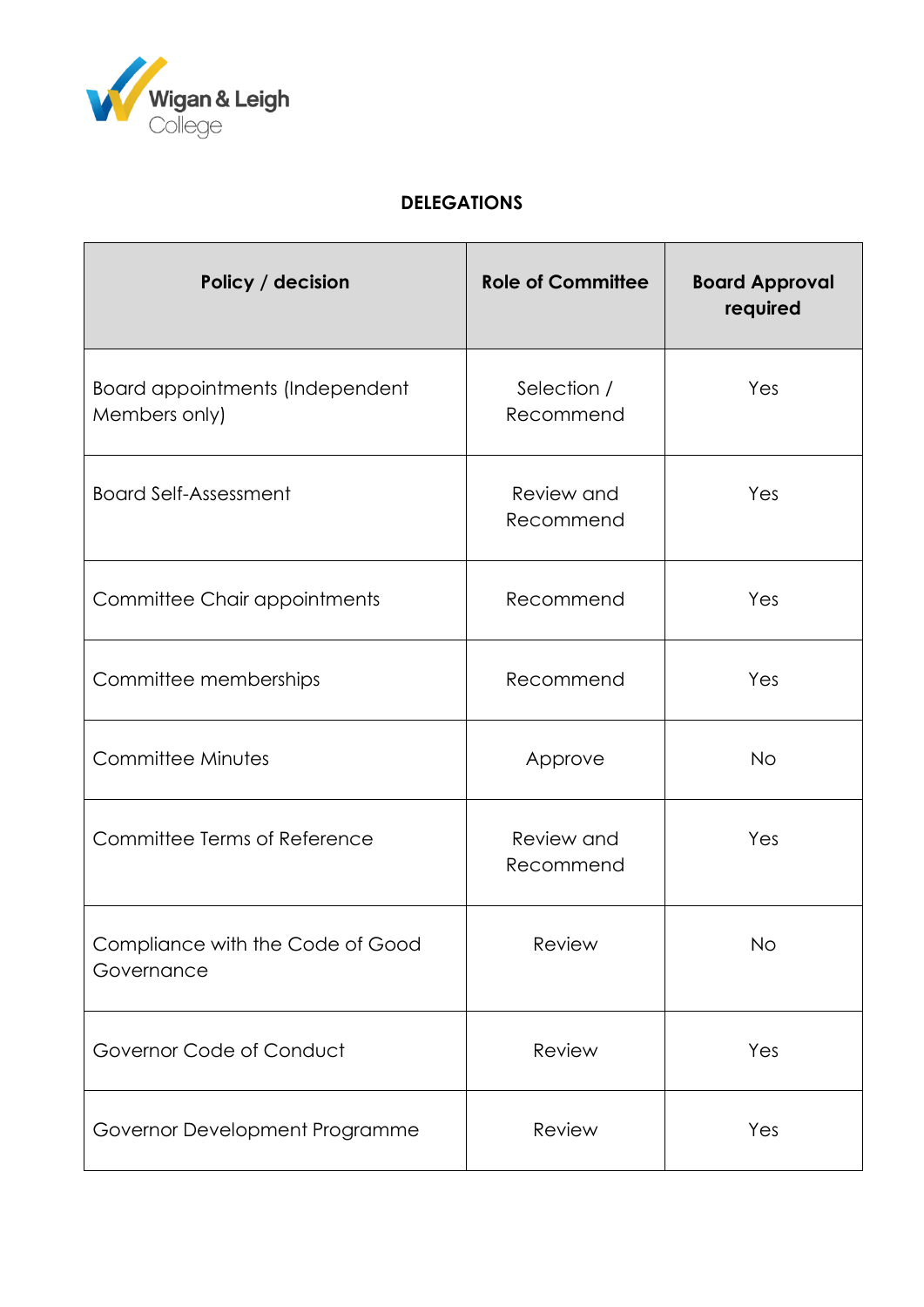**DELEGATIONS**

| Policy / decision | Role of Committee | Board Approval required |
| --- | --- | --- |
| Board appointments (Independent Members only) | Selection / Recommend | Yes |
| Board Self-Assessment | Review and Recommend | Yes |
| Committee Chair appointments | Recommend | Yes |
| Committee memberships | Recommend | Yes |
| Committee Minutes | Approve | No |
| Committee Terms of Reference | Review and Recommend | Yes |
| Compliance with the Code of Good Governance | Review | No |
| Governor Code of Conduct | Review | Yes |
| Governor Development Programme | Review | Yes |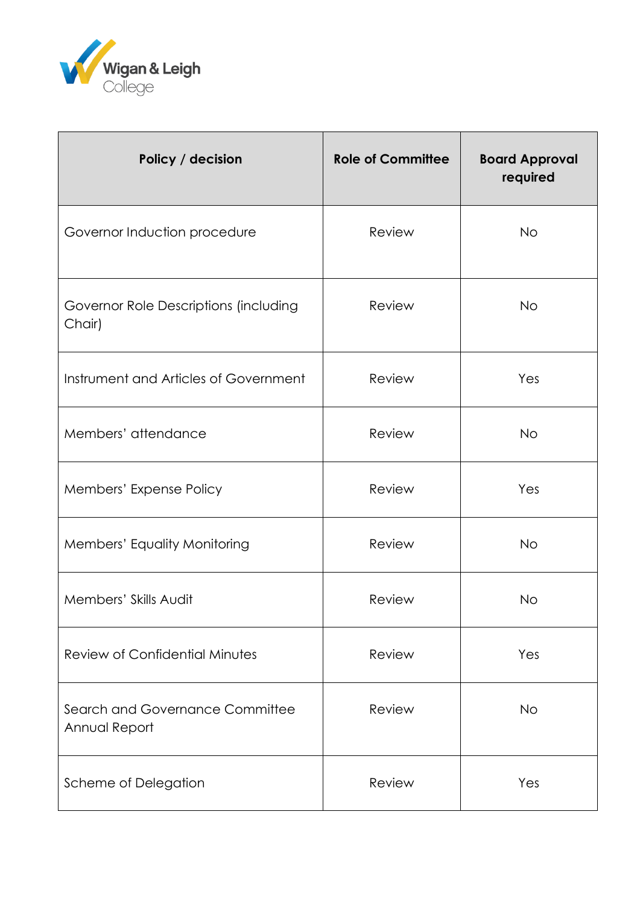| Policy / decision | Role of Committee | Board Approval required |
| --- | --- | --- |
| Governor Induction procedure | Review | No |
| Governor Role Descriptions (including Chair) | Review | No |
| Instrument and Articles of Government | Review | Yes |
| Members' attendance | Review | No |
| Members' Expense Policy | Review | Yes |
| Members' Equality Monitoring | Review | No |
| Members' Skills Audit | Review | No |
| Review of Confidential Minutes | Review | Yes |
| Search and Governance Committee Annual Report | Review | No |
| Scheme of Delegation | Review | Yes |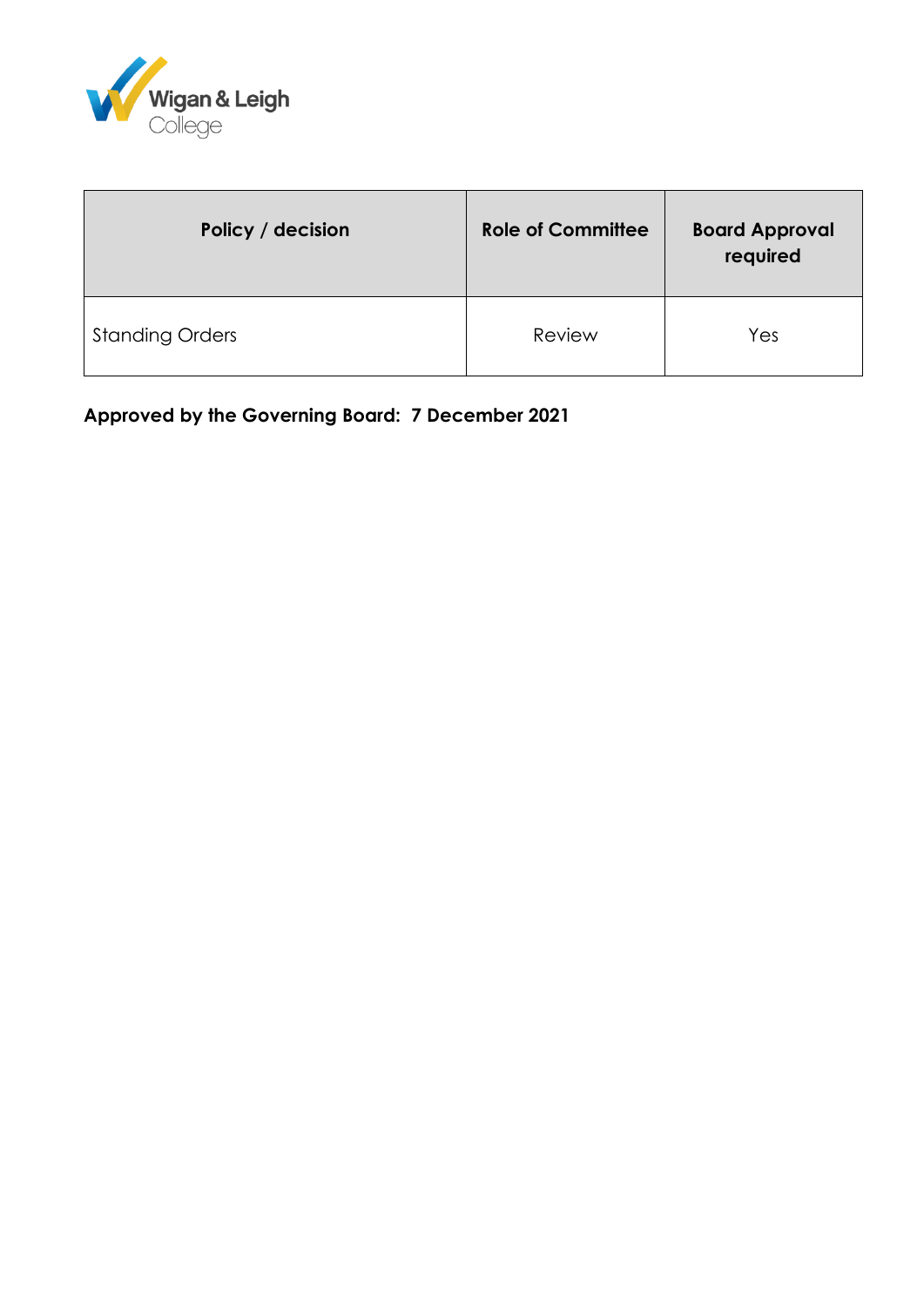| Policy / decision | Role of Committee | Board Approval required |
|---|---|---|
| Standing Orders | Review | Yes |

**Approved by the Governing Board: 7 December 2021**